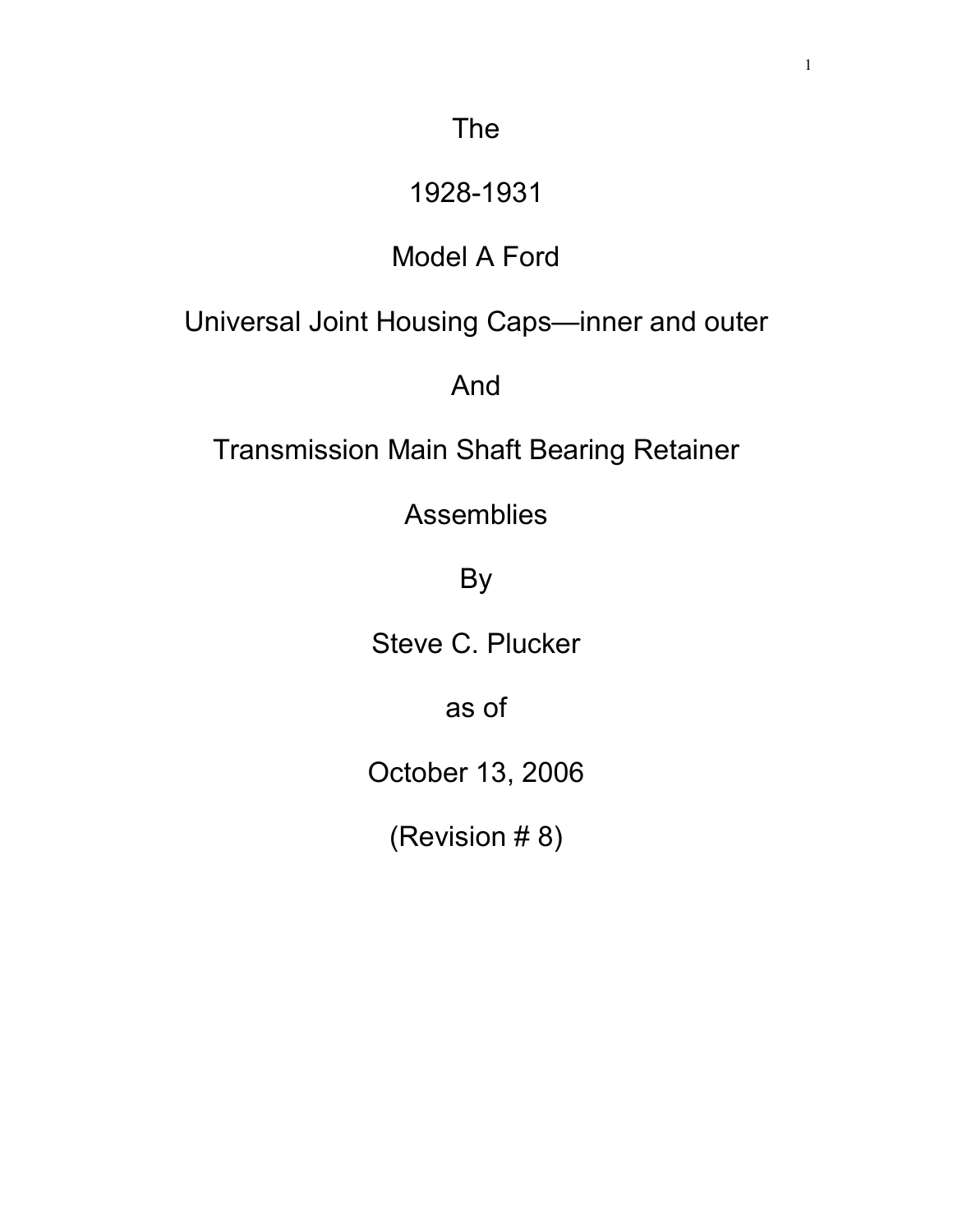# The

# 1928-1931

# Model A Ford

# Universal Joint Housing Caps—inner and outer

# And

# Transmission Main Shaft Bearing Retainer

# Assemblies

By

Steve C. Plucker

as of

October 13, 2006

(Revision # 8)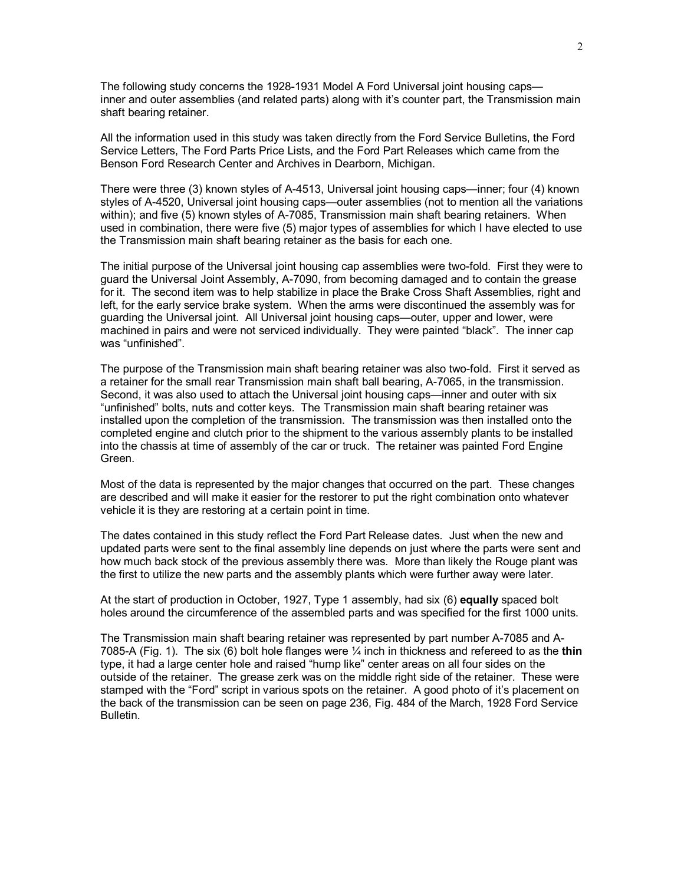The following study concerns the 1928-1931 Model A Ford Universal joint housing caps—inner and outer assemblies (and related parts) along with it's counter part, the Transmission main shaft bearing retainer.

All the information used in this study was taken directly from the Ford Service Bulletins, the Ford Service Letters, The Ford Parts Price Lists, and the Ford Part Releases which came from the Benson Ford Research Center and Archives in Dearborn, Michigan.

There were three (3) known styles of A-4513, Universal joint housing caps—inner; four (4) known styles of A-4520, Universal joint housing caps—outer assemblies (not to mention all the variations within); and five (5) known styles of A-7085, Transmission main shaft bearing retainers. When used in combination, there were five (5) major types of assemblies for which I have elected to use the Transmission main shaft bearing retainer as the basis for each one.

The initial purpose of the Universal joint housing cap assemblies were two-fold. First they were to guard the Universal Joint Assembly, A-7090, from becoming damaged and to contain the grease for it. The second item was to help stabilize in place the Brake Cross Shaft Assemblies, right and left, for the early service brake system. When the arms were discontinued the assembly was for guarding the Universal joint. All Universal joint housing caps—outer, upper and lower, were machined in pairs and were not serviced individually. They were painted "black". The inner cap was "unfinished".

The purpose of the Transmission main shaft bearing retainer was also two-fold. First it served as a retainer for the small rear Transmission main shaft ball bearing, A-7065, in the transmission. Second, it was also used to attach the Universal joint housing caps—inner and outer with six "unfinished" bolts, nuts and cotter keys. The Transmission main shaft bearing retainer was installed upon the completion of the transmission. The transmission was then installed onto the completed engine and clutch prior to the shipment to the various assembly plants to be installed into the chassis at time of assembly of the car or truck. The retainer was painted Ford Engine Green.

Most of the data is represented by the major changes that occurred on the part. These changes are described and will make it easier for the restorer to put the right combination onto whatever vehicle it is they are restoring at a certain point in time.

The dates contained in this study reflect the Ford Part Release dates. Just when the new and updated parts were sent to the final assembly line depends on just where the parts were sent and how much back stock of the previous assembly there was. More than likely the Rouge plant was the first to utilize the new parts and the assembly plants which were further away were later.

At the start of production in October, 1927, Type 1 assembly, had six (6) **equally** spaced bolt holes around the circumference of the assembled parts and was specified for the first 1000 units.

The Transmission main shaft bearing retainer was represented by part number A-7085 and A-7085-A (Fig. 1). The six (6) bolt hole flanges were ¼ inch in thickness and refereed to as the **thin** type, it had a large center hole and raised "hump like" center areas on all four sides on the outside of the retainer. The grease zerk was on the middle right side of the retainer. These were stamped with the "Ford" script in various spots on the retainer. A good photo of it's placement on the back of the transmission can be seen on page 236, Fig. 484 of the March, 1928 Ford Service Bulletin.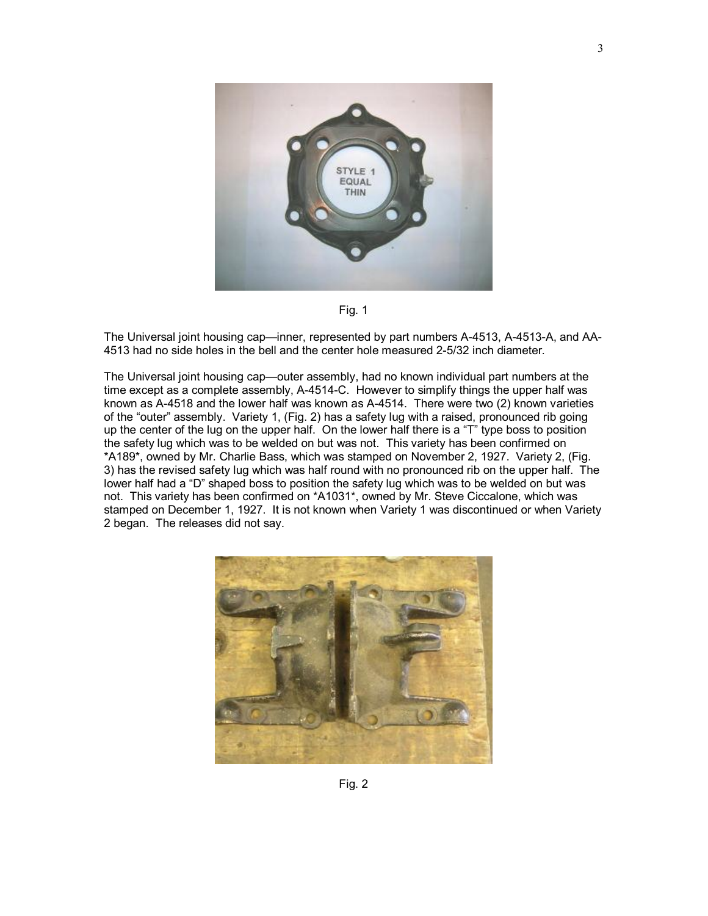Fig. 1

The Universal joint housing cap—inner, represented by part numbers A-4513, A-4513-A, and AA-4513 had no side holes in the bell and the center hole measured 2-5/32 inch diameter.

The Universal joint housing cap—outer assembly, had no known individual part numbers at the time except as a complete assembly, A-4514-C. However to simplify things the upper half was known as A-4518 and the lower half was known as A-4514. There were two (2) known varieties of the "outer" assembly. Variety 1, (Fig. 2) has a safety lug with a raised, pronounced rib going up the center of the lug on the upper half. On the lower half there is a "T" type boss to position the safety lug which was to be welded on but was not. This variety has been confirmed on *A189*, owned by Mr. Charlie Bass, which was stamped on November 2, 1927. Variety 2, (Fig. 3) has the revised safety lug which was half round with no pronounced rib on the upper half. The lower half had a "D" shaped boss to position the safety lug which was to be welded on but was not. This variety has been confirmed on *A1031*, owned by Mr. Steve Ciccalone, which was stamped on December 1, 1927. It is not known when Variety 1 was discontinued or when Variety 2 began. The releases did not say.

Fig. 2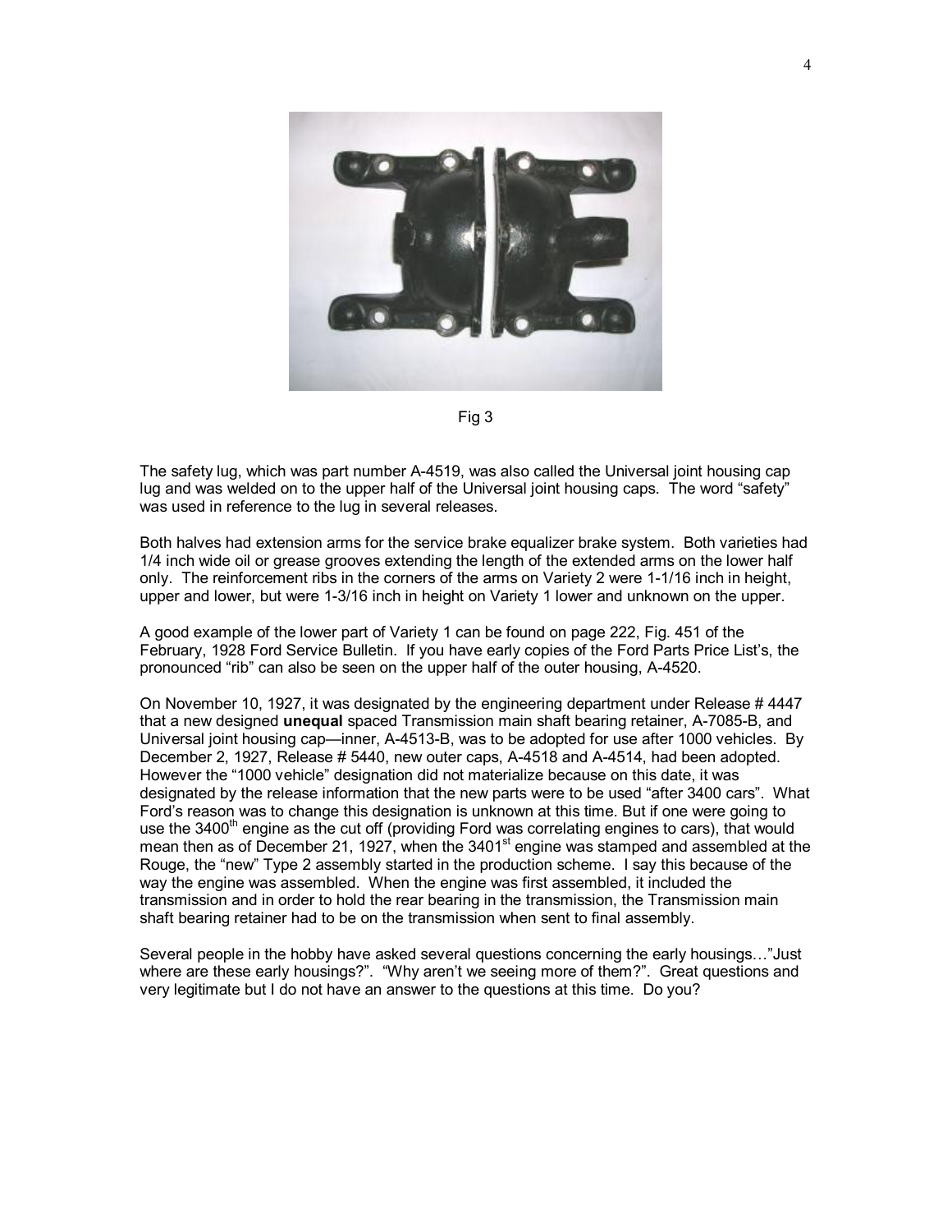Fig 3

The safety lug, which was part number A-4519, was also called the Universal joint housing cap lug and was welded on to the upper half of the Universal joint housing caps. The word "safety" was used in reference to the lug in several releases.

Both halves had extension arms for the service brake equalizer brake system. Both varieties had 1/4 inch wide oil or grease grooves extending the length of the extended arms on the lower half only. The reinforcement ribs in the corners of the arms on Variety 2 were 1-1/16 inch in height, upper and lower, but were 1-3/16 inch in height on Variety 1 lower and unknown on the upper.

A good example of the lower part of Variety 1 can be found on page 222, Fig. 451 of the February, 1928 Ford Service Bulletin. If you have early copies of the Ford Parts Price List's, the pronounced "rib" can also be seen on the upper half of the outer housing, A-4520.

On November 10, 1927, it was designated by the engineering department under Release # 4447 that a new designed **unequal** spaced Transmission main shaft bearing retainer, A-7085-B, and Universal joint housing cap—inner, A-4513-B, was to be adopted for use after 1000 vehicles. By December 2, 1927, Release # 5440, new outer caps, A-4518 and A-4514, had been adopted. However the "1000 vehicle" designation did not materialize because on this date, it was designated by the release information that the new parts were to be used "after 3400 cars". What Ford's reason was to change this designation is unknown at this time. But if one were going to use the 3400th engine as the cut off (providing Ford was correlating engines to cars), that would mean then as of December 21, 1927, when the 3401st engine was stamped and assembled at the Rouge, the "new" Type 2 assembly started in the production scheme. I say this because of the way the engine was assembled. When the engine was first assembled, it included the transmission and in order to hold the rear bearing in the transmission, the Transmission main shaft bearing retainer had to be on the transmission when sent to final assembly.

Several people in the hobby have asked several questions concerning the early housings…"Just where are these early housings?". "Why aren't we seeing more of them?". Great questions and very legitimate but I do not have an answer to the questions at this time. Do you?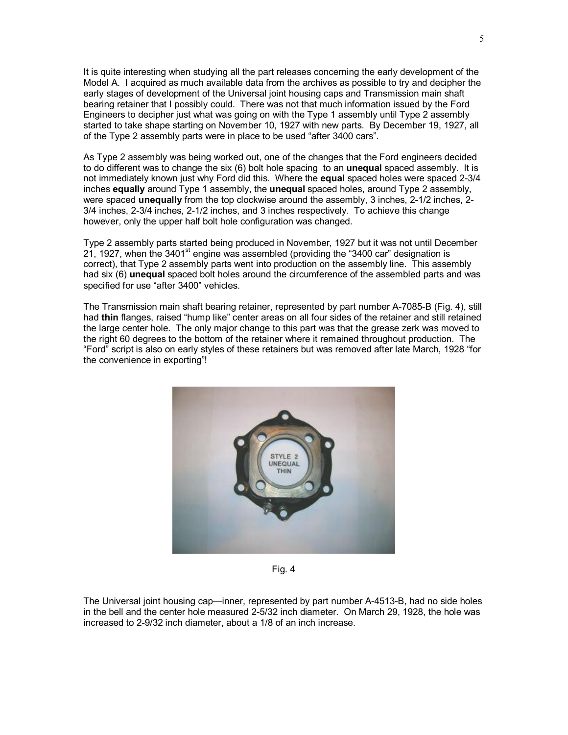It is quite interesting when studying all the part releases concerning the early development of the Model A. I acquired as much available data from the archives as possible to try and decipher the early stages of development of the Universal joint housing caps and Transmission main shaft bearing retainer that I possibly could. There was not that much information issued by the Ford Engineers to decipher just what was going on with the Type 1 assembly until Type 2 assembly started to take shape starting on November 10, 1927 with new parts. By December 19, 1927, all of the Type 2 assembly parts were in place to be used "after 3400 cars".

As Type 2 assembly was being worked out, one of the changes that the Ford engineers decided to do different was to change the six (6) bolt hole spacing to an **unequal** spaced assembly. It is not immediately known just why Ford did this. Where the **equal** spaced holes were spaced 2-3/4 inches **equally** around Type 1 assembly, the **unequal** spaced holes, around Type 2 assembly, were spaced **unequally** from the top clockwise around the assembly, 3 inches, 2-1/2 inches, 2-3/4 inches, 2-3/4 inches, 2-1/2 inches, and 3 inches respectively. To achieve this change however, only the upper half bolt hole configuration was changed.

Type 2 assembly parts started being produced in November, 1927 but it was not until December 21, 1927, when the 3401st engine was assembled (providing the "3400 car" designation is correct), that Type 2 assembly parts went into production on the assembly line. This assembly had six (6) **unequal** spaced bolt holes around the circumference of the assembled parts and was specified for use "after 3400" vehicles.

The Transmission main shaft bearing retainer, represented by part number A-7085-B (Fig. 4), still had **thin** flanges, raised "hump like" center areas on all four sides of the retainer and still retained the large center hole. The only major change to this part was that the grease zerk was moved to the right 60 degrees to the bottom of the retainer where it remained throughout production. The "Ford" script is also on early styles of these retainers but was removed after late March, 1928 "for the convenience in exporting"!

Fig. 4

The Universal joint housing cap—inner, represented by part number A-4513-B, had no side holes in the bell and the center hole measured 2-5/32 inch diameter. On March 29, 1928, the hole was increased to 2-9/32 inch diameter, about a 1/8 of an inch increase.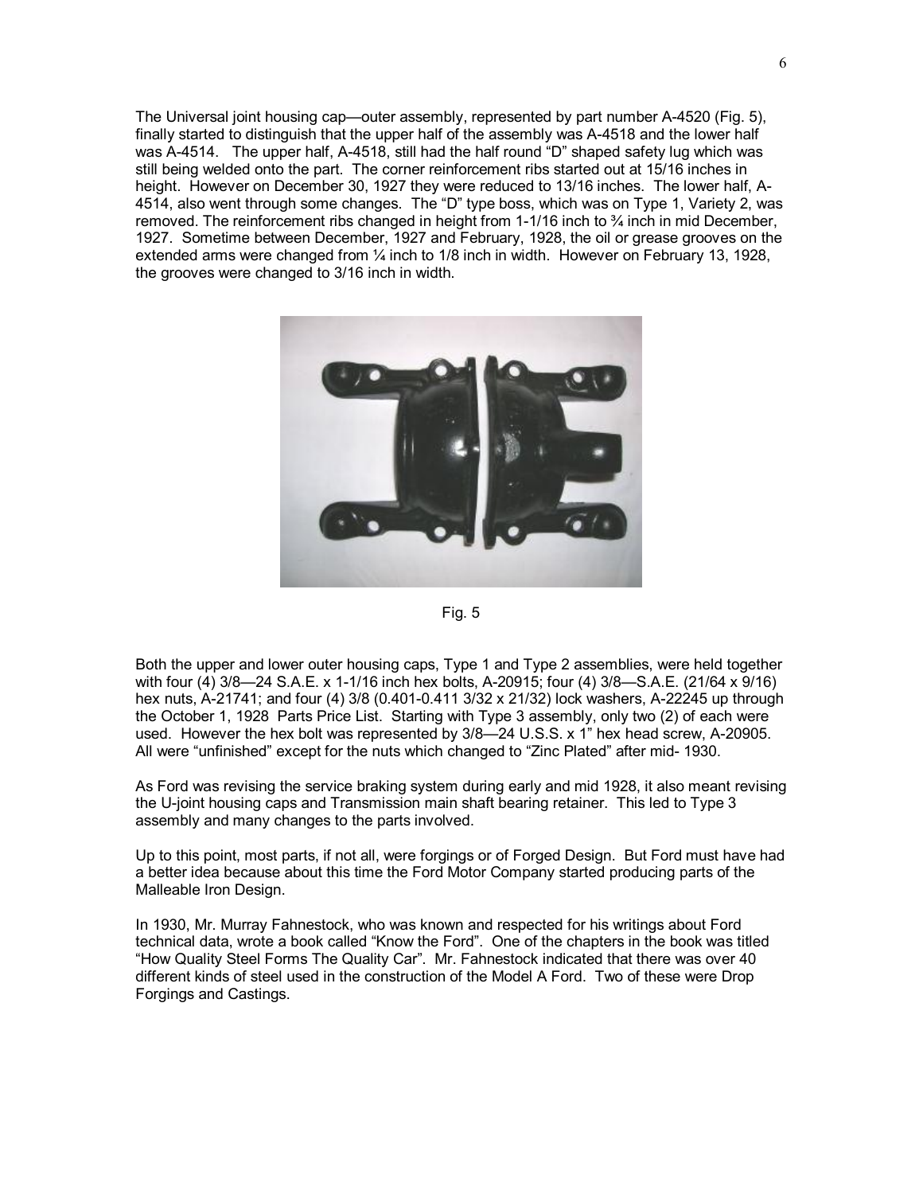The Universal joint housing cap—outer assembly, represented by part number A-4520 (Fig. 5), finally started to distinguish that the upper half of the assembly was A-4518 and the lower half was A-4514. The upper half, A-4518, still had the half round "D" shaped safety lug which was still being welded onto the part. The corner reinforcement ribs started out at 15/16 inches in height. However on December 30, 1927 they were reduced to 13/16 inches. The lower half, A-4514, also went through some changes. The "D" type boss, which was on Type 1, Variety 2, was removed. The reinforcement ribs changed in height from 1-1/16 inch to ¾ inch in mid December, 1927. Sometime between December, 1927 and February, 1928, the oil or grease grooves on the extended arms were changed from ¼ inch to 1/8 inch in width. However on February 13, 1928, the grooves were changed to 3/16 inch in width.

Fig. 5

Both the upper and lower outer housing caps, Type 1 and Type 2 assemblies, were held together with four (4) 3/8—24 S.A.E. x 1-1/16 inch hex bolts, A-20915; four (4) 3/8—S.A.E. (21/64 x 9/16) hex nuts, A-21741; and four (4) 3/8 (0.401-0.411 3/32 x 21/32) lock washers, A-22245 up through the October 1, 1928 Parts Price List. Starting with Type 3 assembly, only two (2) of each were used. However the hex bolt was represented by 3/8—24 U.S.S. x 1" hex head screw, A-20905. All were "unfinished" except for the nuts which changed to "Zinc Plated" after mid- 1930.

As Ford was revising the service braking system during early and mid 1928, it also meant revising the U-joint housing caps and Transmission main shaft bearing retainer. This led to Type 3 assembly and many changes to the parts involved.

Up to this point, most parts, if not all, were forgings or of Forged Design. But Ford must have had a better idea because about this time the Ford Motor Company started producing parts of the Malleable Iron Design.

In 1930, Mr. Murray Fahnestock, who was known and respected for his writings about Ford technical data, wrote a book called "Know the Ford". One of the chapters in the book was titled "How Quality Steel Forms The Quality Car". Mr. Fahnestock indicated that there was over 40 different kinds of steel used in the construction of the Model A Ford. Two of these were Drop Forgings and Castings.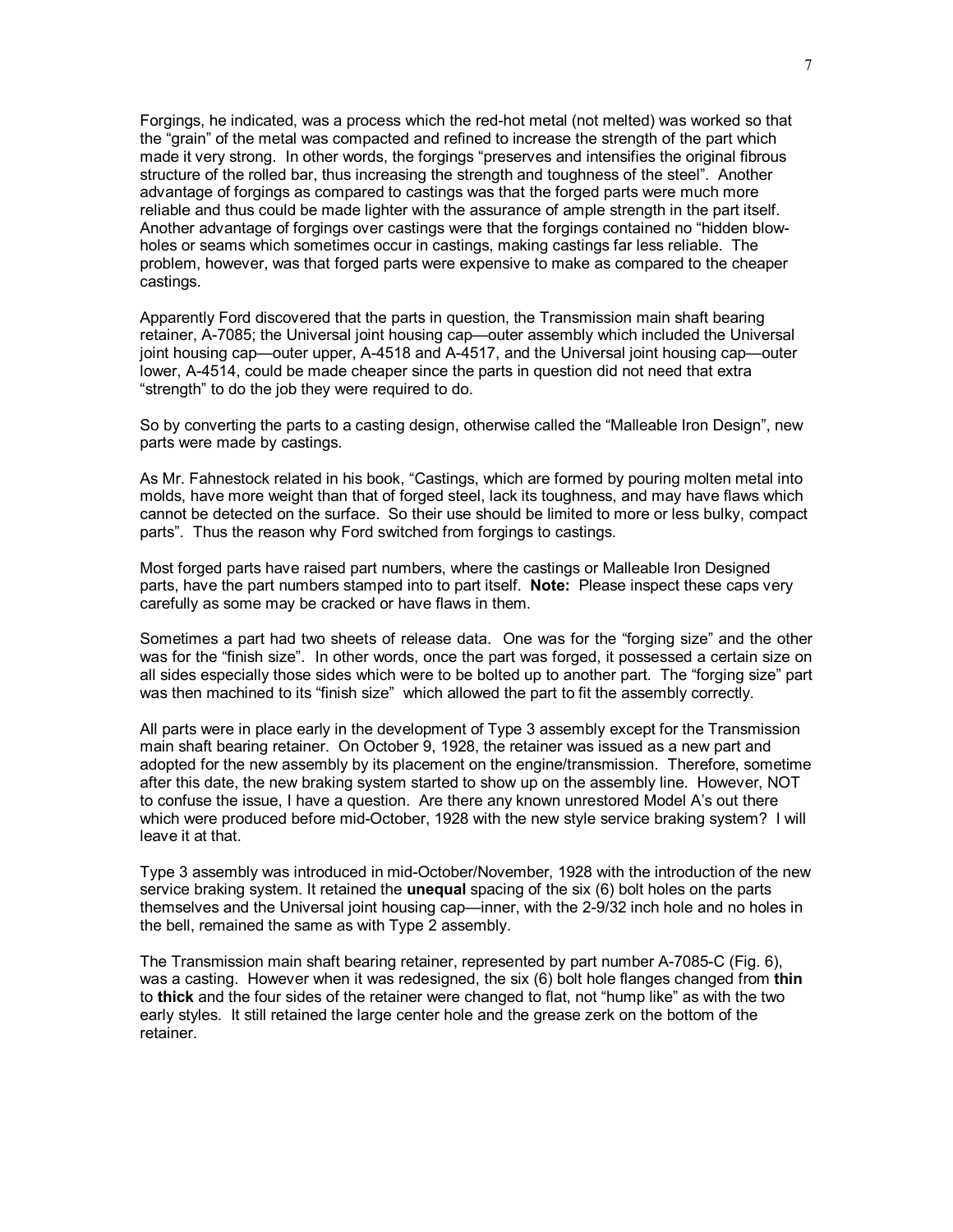Forgings, he indicated, was a process which the red-hot metal (not melted) was worked so that the "grain" of the metal was compacted and refined to increase the strength of the part which made it very strong. In other words, the forgings "preserves and intensifies the original fibrous structure of the rolled bar, thus increasing the strength and toughness of the steel". Another advantage of forgings as compared to castings was that the forged parts were much more reliable and thus could be made lighter with the assurance of ample strength in the part itself. Another advantage of forgings over castings were that the forgings contained no "hidden blow-holes or seams which sometimes occur in castings, making castings far less reliable. The problem, however, was that forged parts were expensive to make as compared to the cheaper castings.

Apparently Ford discovered that the parts in question, the Transmission main shaft bearing retainer, A-7085; the Universal joint housing cap—outer assembly which included the Universal joint housing cap—outer upper, A-4518 and A-4517, and the Universal joint housing cap—outer lower, A-4514, could be made cheaper since the parts in question did not need that extra "strength" to do the job they were required to do.

So by converting the parts to a casting design, otherwise called the "Malleable Iron Design", new parts were made by castings.

As Mr. Fahnestock related in his book, "Castings, which are formed by pouring molten metal into molds, have more weight than that of forged steel, lack its toughness, and may have flaws which cannot be detected on the surface. So their use should be limited to more or less bulky, compact parts". Thus the reason why Ford switched from forgings to castings.

Most forged parts have raised part numbers, where the castings or Malleable Iron Designed parts, have the part numbers stamped into to part itself. **Note:** Please inspect these caps very carefully as some may be cracked or have flaws in them.

Sometimes a part had two sheets of release data. One was for the "forging size" and the other was for the "finish size". In other words, once the part was forged, it possessed a certain size on all sides especially those sides which were to be bolted up to another part. The "forging size" part was then machined to its "finish size" which allowed the part to fit the assembly correctly.

All parts were in place early in the development of Type 3 assembly except for the Transmission main shaft bearing retainer. On October 9, 1928, the retainer was issued as a new part and adopted for the new assembly by its placement on the engine/transmission. Therefore, sometime after this date, the new braking system started to show up on the assembly line. However, NOT to confuse the issue, I have a question. Are there any known unrestored Model A's out there which were produced before mid-October, 1928 with the new style service braking system? I will leave it at that.

Type 3 assembly was introduced in mid-October/November, 1928 with the introduction of the new service braking system. It retained the **unequal** spacing of the six (6) bolt holes on the parts themselves and the Universal joint housing cap—inner, with the 2-9/32 inch hole and no holes in the bell, remained the same as with Type 2 assembly.

The Transmission main shaft bearing retainer, represented by part number A-7085-C (Fig. 6), was a casting. However when it was redesigned, the six (6) bolt hole flanges changed from **thin** to **thick** and the four sides of the retainer were changed to flat, not "hump like" as with the two early styles. It still retained the large center hole and the grease zerk on the bottom of the retainer.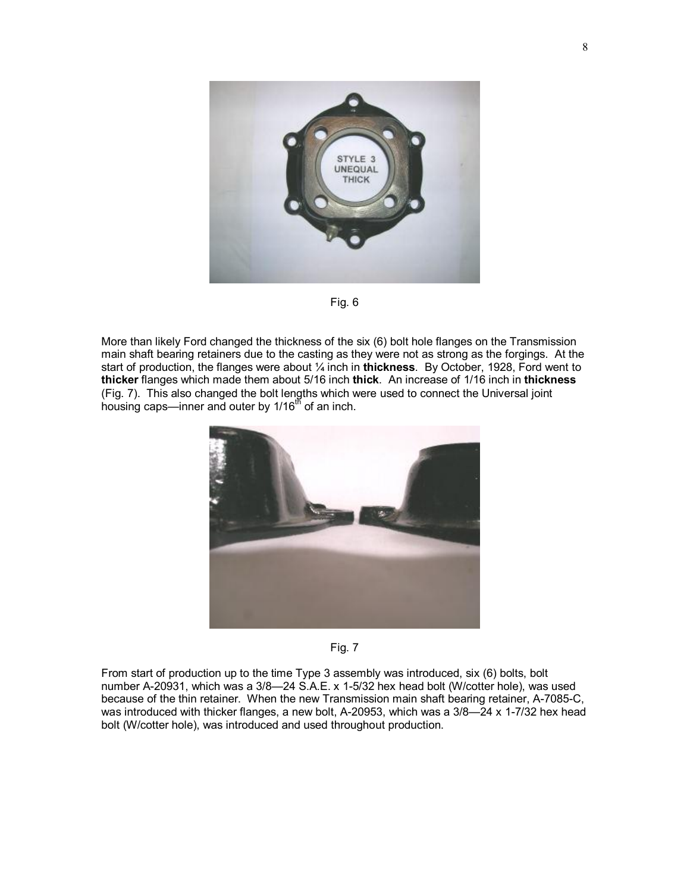Fig. 6

More than likely Ford changed the thickness of the six (6) bolt hole flanges on the Transmission main shaft bearing retainers due to the casting as they were not as strong as the forgings. At the start of production, the flanges were about ¼ inch in **thickness**. By October, 1928, Ford went to **thicker** flanges which made them about 5/16 inch **thick**. An increase of 1/16 inch in **thickness** (Fig. 7). This also changed the bolt lengths which were used to connect the Universal joint housing caps—inner and outer by 1/16th of an inch.

Fig. 7

From start of production up to the time Type 3 assembly was introduced, six (6) bolts, bolt number A-20931, which was a 3/8—24 S.A.E. x 1-5/32 hex head bolt (W/cotter hole), was used because of the thin retainer. When the new Transmission main shaft bearing retainer, A-7085-C, was introduced with thicker flanges, a new bolt, A-20953, which was a 3/8—24 x 1-7/32 hex head bolt (W/cotter hole), was introduced and used throughout production.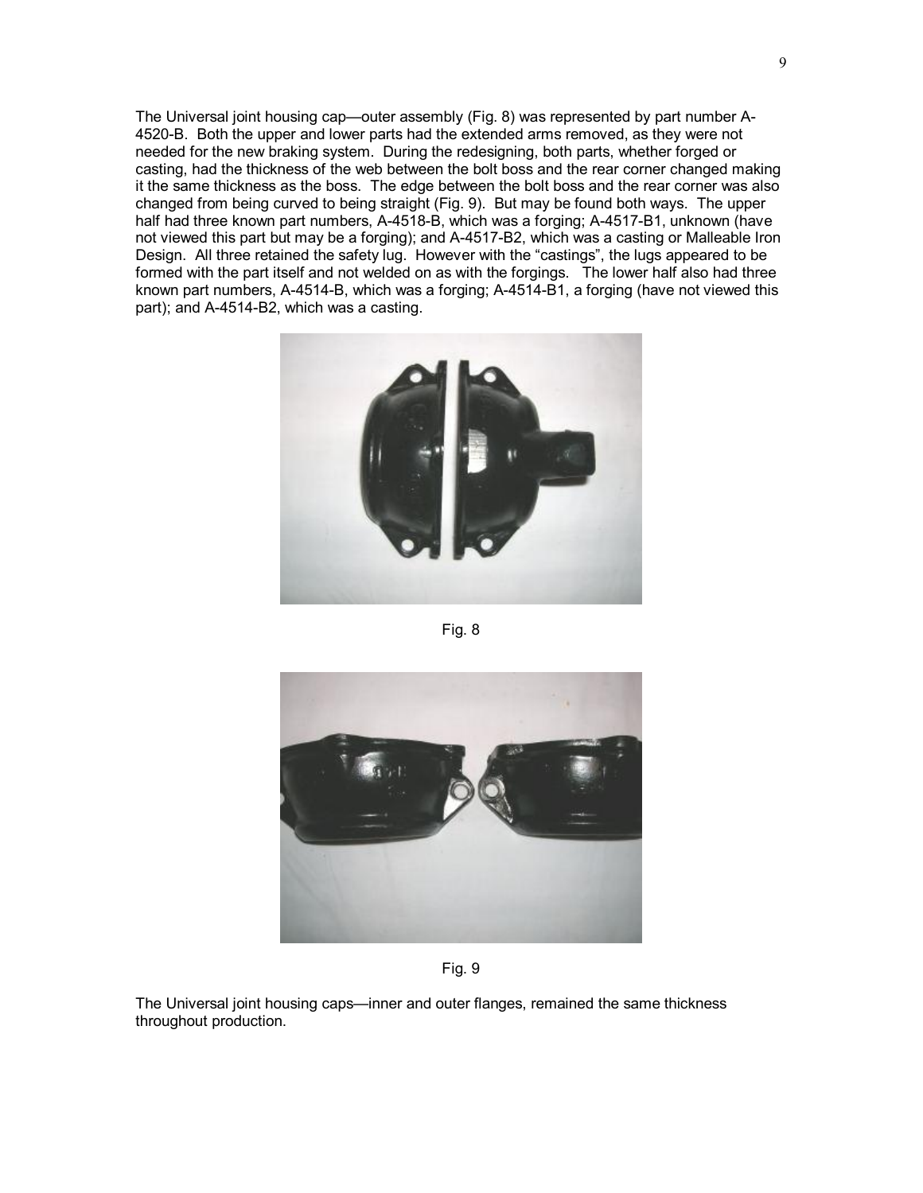The Universal joint housing cap—outer assembly (Fig. 8) was represented by part number A-4520-B. Both the upper and lower parts had the extended arms removed, as they were not needed for the new braking system. During the redesigning, both parts, whether forged or casting, had the thickness of the web between the bolt boss and the rear corner changed making it the same thickness as the boss. The edge between the bolt boss and the rear corner was also changed from being curved to being straight (Fig. 9). But may be found both ways. The upper half had three known part numbers, A-4518-B, which was a forging; A-4517-B1, unknown (have not viewed this part but may be a forging); and A-4517-B2, which was a casting or Malleable Iron Design. All three retained the safety lug. However with the "castings", the lugs appeared to be formed with the part itself and not welded on as with the forgings. The lower half also had three known part numbers, A-4514-B, which was a forging; A-4514-B1, a forging (have not viewed this part); and A-4514-B2, which was a casting.

Fig. 8

Fig. 9

The Universal joint housing caps—inner and outer flanges, remained the same thickness throughout production.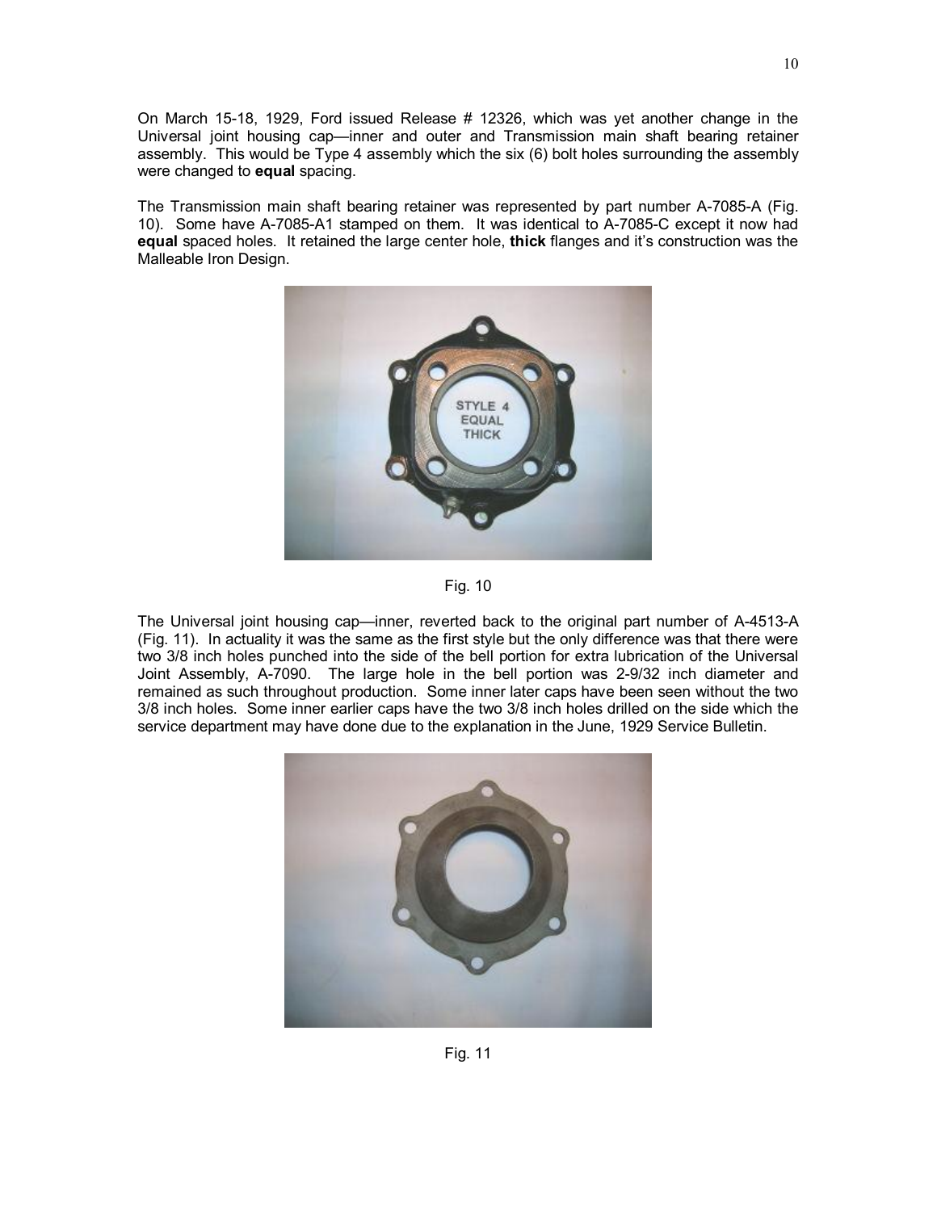On March 15-18, 1929, Ford issued Release # 12326, which was yet another change in the Universal joint housing cap—inner and outer and Transmission main shaft bearing retainer assembly. This would be Type 4 assembly which the six (6) bolt holes surrounding the assembly were changed to **equal** spacing.

The Transmission main shaft bearing retainer was represented by part number A-7085-A (Fig. 10). Some have A-7085-A1 stamped on them. It was identical to A-7085-C except it now had **equal** spaced holes. It retained the large center hole, **thick** flanges and it's construction was the Malleable Iron Design.

Fig. 10

The Universal joint housing cap—inner, reverted back to the original part number of A-4513-A (Fig. 11). In actuality it was the same as the first style but the only difference was that there were two 3/8 inch holes punched into the side of the bell portion for extra lubrication of the Universal Joint Assembly, A-7090. The large hole in the bell portion was 2-9/32 inch diameter and remained as such throughout production. Some inner later caps have been seen without the two 3/8 inch holes. Some inner earlier caps have the two 3/8 inch holes drilled on the side which the service department may have done due to the explanation in the June, 1929 Service Bulletin.

Fig. 11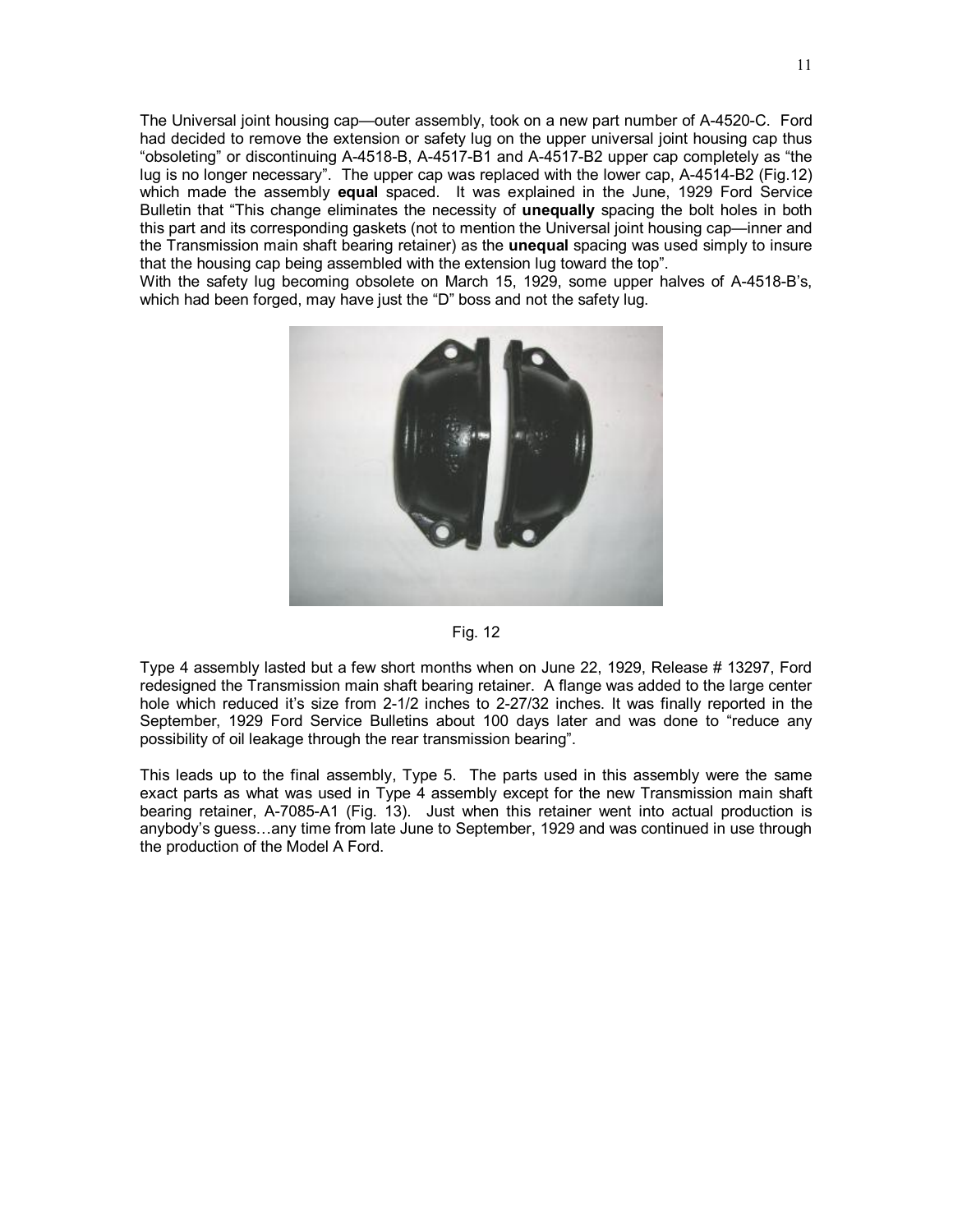The Universal joint housing cap—outer assembly, took on a new part number of A-4520-C. Ford had decided to remove the extension or safety lug on the upper universal joint housing cap thus "obsoleting" or discontinuing A-4518-B, A-4517-B1 and A-4517-B2 upper cap completely as "the lug is no longer necessary". The upper cap was replaced with the lower cap, A-4514-B2 (Fig.12) which made the assembly **equal** spaced. It was explained in the June, 1929 Ford Service Bulletin that "This change eliminates the necessity of **unequally** spacing the bolt holes in both this part and its corresponding gaskets (not to mention the Universal joint housing cap—inner and the Transmission main shaft bearing retainer) as the **unequal** spacing was used simply to insure that the housing cap being assembled with the extension lug toward the top".

With the safety lug becoming obsolete on March 15, 1929, some upper halves of A-4518-B's, which had been forged, may have just the "D" boss and not the safety lug.

Fig. 12

Type 4 assembly lasted but a few short months when on June 22, 1929, Release # 13297, Ford redesigned the Transmission main shaft bearing retainer. A flange was added to the large center hole which reduced it's size from 2-1/2 inches to 2-27/32 inches. It was finally reported in the September, 1929 Ford Service Bulletins about 100 days later and was done to "reduce any possibility of oil leakage through the rear transmission bearing".

This leads up to the final assembly, Type 5. The parts used in this assembly were the same exact parts as what was used in Type 4 assembly except for the new Transmission main shaft bearing retainer, A-7085-A1 (Fig. 13). Just when this retainer went into actual production is anybody's guess…any time from late June to September, 1929 and was continued in use through the production of the Model A Ford.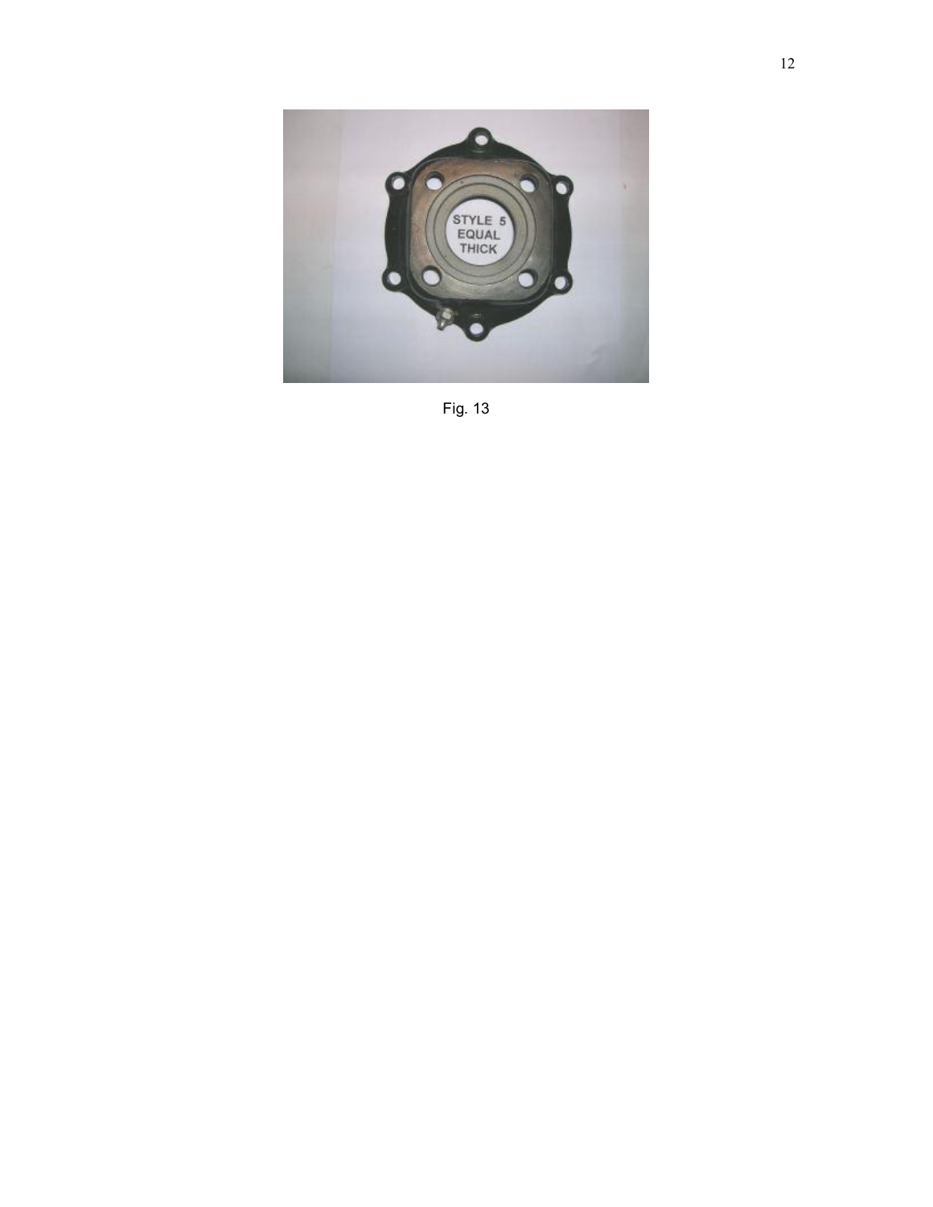Fig. 13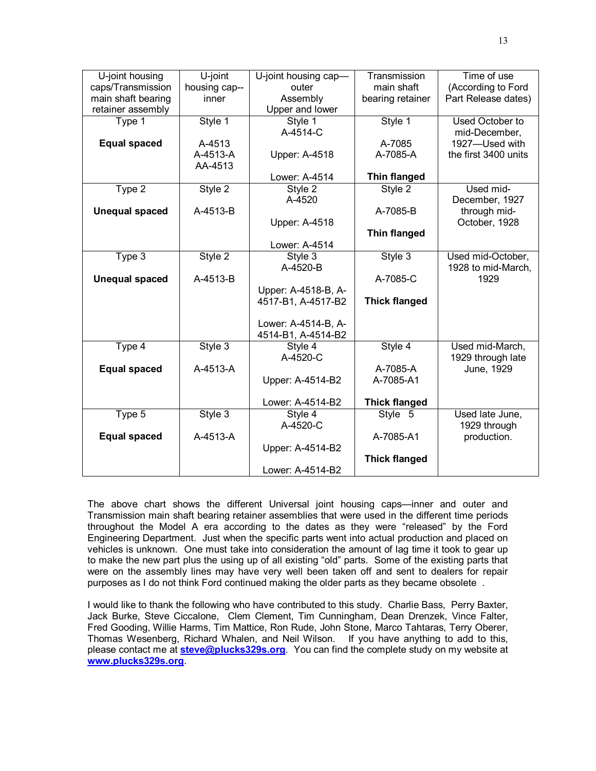| U-joint housing caps/Transmission main shaft bearing retainer assembly | U-joint housing cap--inner | U-joint housing cap—outer Assembly Upper and lower | Transmission main shaft bearing retainer | Time of use (According to Ford Part Release dates) |
|---|---|---|---|---|
| Type 1<br><br>**Equal spaced** | Style 1<br><br>A-4513<br>A-4513-A<br>AA-4513 | Style 1<br>A-4514-C<br><br>Upper: A-4518<br><br>Lower: A-4514 | Style 1<br><br>A-7085<br>A-7085-A<br><br>**Thin flanged** | Used October to mid-December, 1927—Used with the first 3400 units |
| Type 2<br><br>**Unequal spaced** | Style 2<br><br>A-4513-B | Style 2<br>A-4520<br><br>Upper: A-4518<br><br>Lower: A-4514 | Style 2<br><br>A-7085-B<br><br>**Thin flanged** | Used mid-December, 1927 through mid-October, 1928 |
| Type 3<br><br>**Unequal spaced** | Style 2<br><br>A-4513-B | Style 3<br>A-4520-B<br><br>Upper: A-4518-B, A-4517-B1, A-4517-B2<br><br>Lower: A-4514-B, A-4514-B1, A-4514-B2 | Style 3<br><br>A-7085-C<br><br>**Thick flanged** | Used mid-October, 1928 to mid-March, 1929 |
| Type 4<br><br>**Equal spaced** | Style 3<br><br>A-4513-A | Style 4<br>A-4520-C<br><br>Upper: A-4514-B2<br><br>Lower: A-4514-B2 | Style 4<br><br>A-7085-A<br>A-7085-A1<br><br>**Thick flanged** | Used mid-March, 1929 through late June, 1929 |
| Type 5<br><br>**Equal spaced** | Style 3<br><br>A-4513-A | Style 4<br>A-4520-C<br><br>Upper: A-4514-B2<br><br>Lower: A-4514-B2 | Style 5<br><br>A-7085-A1<br><br>**Thick flanged** | Used late June, 1929 through production. |

The above chart shows the different Universal joint housing caps—inner and outer and Transmission main shaft bearing retainer assemblies that were used in the different time periods throughout the Model A era according to the dates as they were "released" by the Ford Engineering Department. Just when the specific parts went into actual production and placed on vehicles is unknown. One must take into consideration the amount of lag time it took to gear up to make the new part plus the using up of all existing "old" parts. Some of the existing parts that were on the assembly lines may have very well been taken off and sent to dealers for repair purposes as I do not think Ford continued making the older parts as they became obsolete .

I would like to thank the following who have contributed to this study. Charlie Bass, Perry Baxter, Jack Burke, Steve Ciccalone, Clem Clement, Tim Cunningham, Dean Drenzek, Vince Falter, Fred Gooding, Willie Harms, Tim Mattice, Ron Rude, John Stone, Marco Tahtaras, Terry Oberer, Thomas Wesenberg, Richard Whalen, and Neil Wilson. If you have anything to add to this, please contact me at **steve@plucks329s.org**. You can find the complete study on my website at **www.plucks329s.org**.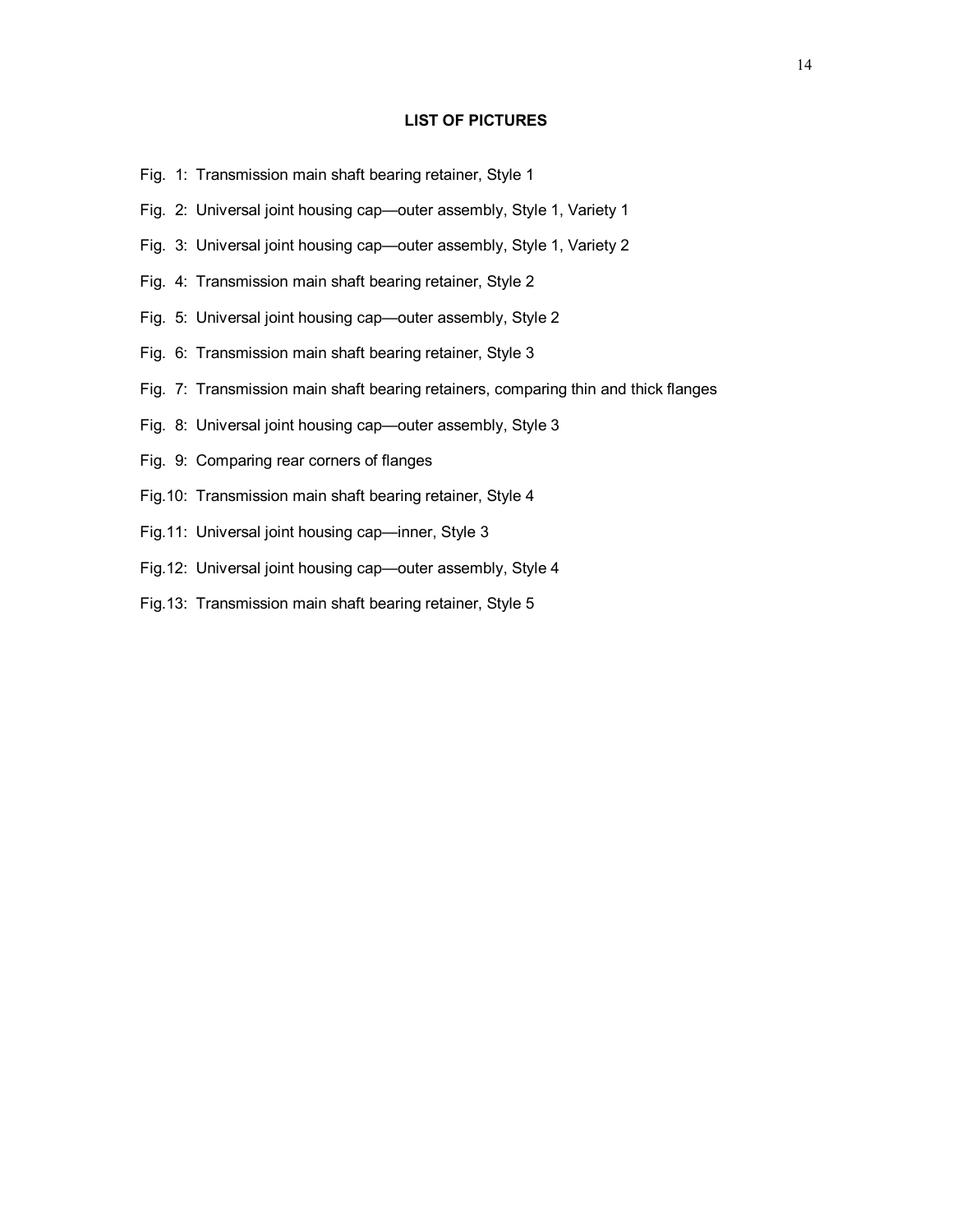## LIST OF PICTURES

Fig. 1: Transmission main shaft bearing retainer, Style 1

Fig. 2: Universal joint housing cap—outer assembly, Style 1, Variety 1

Fig. 3: Universal joint housing cap—outer assembly, Style 1, Variety 2

Fig. 4: Transmission main shaft bearing retainer, Style 2

Fig. 5: Universal joint housing cap—outer assembly, Style 2

Fig. 6: Transmission main shaft bearing retainer, Style 3

Fig. 7: Transmission main shaft bearing retainers, comparing thin and thick flanges

Fig. 8: Universal joint housing cap—outer assembly, Style 3

Fig. 9: Comparing rear corners of flanges

Fig.10: Transmission main shaft bearing retainer, Style 4

Fig.11: Universal joint housing cap—inner, Style 3

Fig.12: Universal joint housing cap—outer assembly, Style 4

Fig.13: Transmission main shaft bearing retainer, Style 5